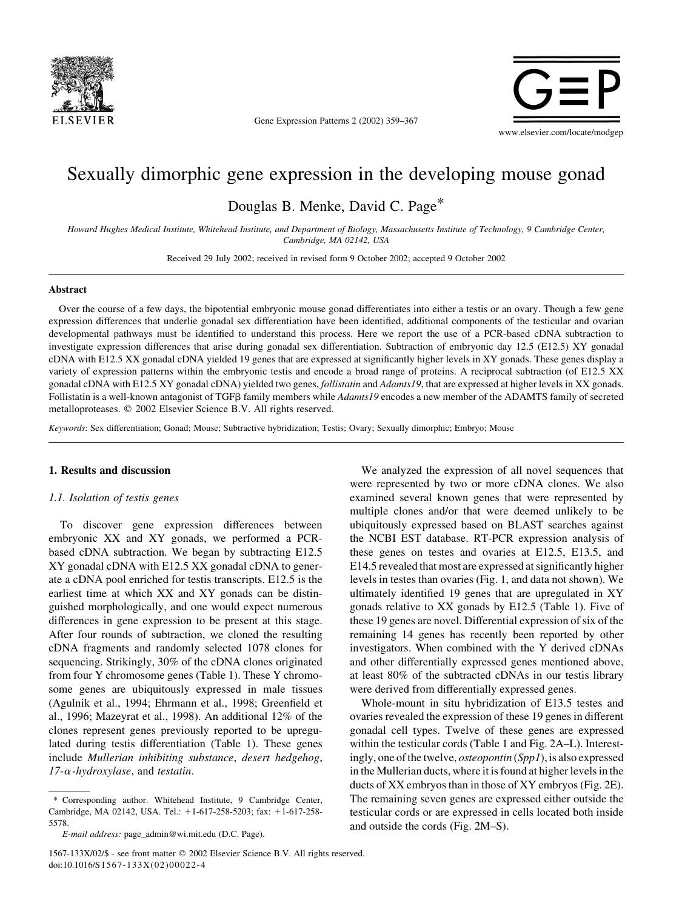# Sexually dimorphic gene expression in the developing mouse gonad

Douglas B. Menke, David C. Page*

*Howard Hughes Medical Institute, Whitehead Institute, and Department of Biology, Massachusetts Institute of Technology, 9 Cambridge Center, Cambridge, MA 02142, USA*

Received 29 July 2002; received in revised form 9 October 2002; accepted 9 October 2002

## Abstract

Over the course of a few days, the bipotential embryonic mouse gonad differentiates into either a testis or an ovary. Though a few gene expression differences that underlie gonadal sex differentiation have been identified, additional components of the testicular and ovarian developmental pathways must be identified to understand this process. Here we report the use of a PCR-based cDNA subtraction to investigate expression differences that arise during gonadal sex differentiation. Subtraction of embryonic day 12.5 (E12.5) XY gonadal cDNA with E12.5 XX gonadal cDNA yielded 19 genes that are expressed at significantly higher levels in XY gonads. These genes display a variety of expression patterns within the embryonic testis and encode a broad range of proteins. A reciprocal subtraction (of E12.5 XX gonadal cDNA with E12.5 XY gonadal cDNA) yielded two genes, *follistatin* and *Adamts19*, that are expressed at higher levels in XX gonads. Follistatin is a well-known antagonist of TGFβ family members while *Adamts19* encodes a new member of the ADAMTS family of secreted metalloproteases. © 2002 Elsevier Science B.V. All rights reserved.

*Keywords*: Sex differentiation; Gonad; Mouse; Subtractive hybridization; Testis; Ovary; Sexually dimorphic; Embryo; Mouse

## 1. Results and discussion

### 1.1. Isolation of testis genes

To discover gene expression differences between embryonic XX and XY gonads, we performed a PCR-based cDNA subtraction. We began by subtracting E12.5 XY gonadal cDNA with E12.5 XX gonadal cDNA to generate a cDNA pool enriched for testis transcripts. E12.5 is the earliest time at which XX and XY gonads can be distinguished morphologically, and one would expect numerous differences in gene expression to be present at this stage. After four rounds of subtraction, we cloned the resulting cDNA fragments and randomly selected 1078 clones for sequencing. Strikingly, 30% of the cDNA clones originated from four Y chromosome genes (Table 1). These Y chromosome genes are ubiquitously expressed in male tissues (Agulnik et al., 1994; Ehrmann et al., 1998; Greenfield et al., 1996; Mazeyrat et al., 1998). An additional 12% of the clones represent genes previously reported to be upregulated during testis differentiation (Table 1). These genes include *Mullerian inhibiting substance*, *desert hedgehog*, *17-α-hydroxylase*, and *testatin*.

We analyzed the expression of all novel sequences that were represented by two or more cDNA clones. We also examined several known genes that were represented by multiple clones and/or that were deemed unlikely to be ubiquitously expressed based on BLAST searches against the NCBI EST database. RT-PCR expression analysis of these genes on testes and ovaries at E12.5, E13.5, and E14.5 revealed that most are expressed at significantly higher levels in testes than ovaries (Fig. 1, and data not shown). We ultimately identified 19 genes that are upregulated in XY gonads relative to XX gonads by E12.5 (Table 1). Five of these 19 genes are novel. Differential expression of six of the remaining 14 genes has recently been reported by other investigators. When combined with the Y derived cDNAs and other differentially expressed genes mentioned above, at least 80% of the subtracted cDNAs in our testis library were derived from differentially expressed genes.

Whole-mount in situ hybridization of E13.5 testes and ovaries revealed the expression of these 19 genes in different gonadal cell types. Twelve of these genes are expressed within the testicular cords (Table 1 and Fig. 2A–L). Interestingly, one of the twelve, *osteopontin* (*Spp1*), is also expressed in the Mullerian ducts, where it is found at higher levels in the ducts of XX embryos than in those of XY embryos (Fig. 2E). The remaining seven genes are expressed either outside the testicular cords or are expressed in cells located both inside and outside the cords (Fig. 2M–S).

---

\* Corresponding author. Whitehead Institute, 9 Cambridge Center, Cambridge, MA 02142, USA. Tel.: +1-617-258-5203; fax: +1-617-258-5578.

*E-mail address:* page_admin@wi.mit.edu (D.C. Page).

1567-133X/02/$ - see front matter © 2002 Elsevier Science B.V. All rights reserved.
doi:10.1016/S1567-133X(02)00022-4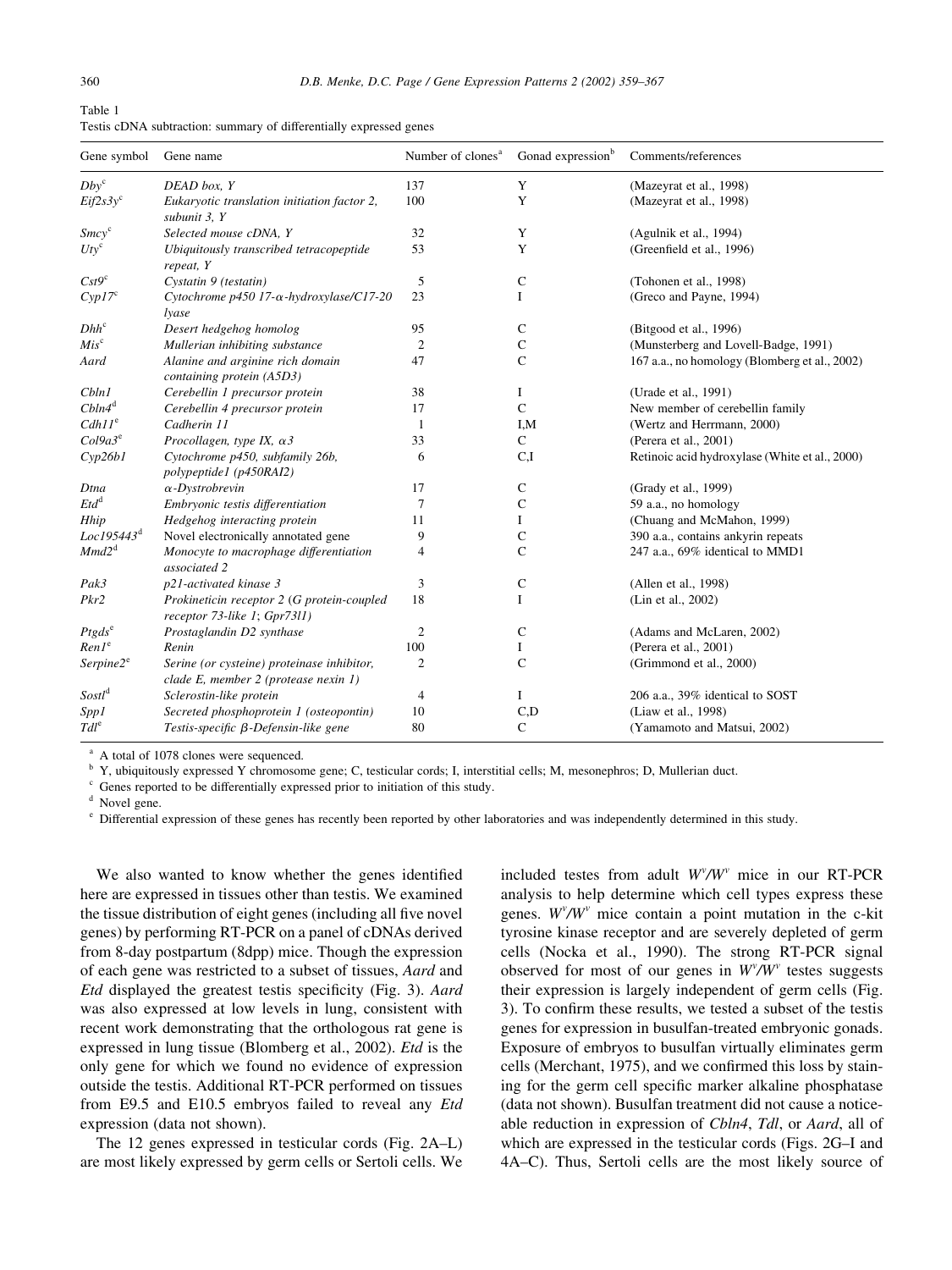Table 1
Testis cDNA subtraction: summary of differentially expressed genes

| Gene symbol | Gene name | Number of clones[a] | Gonad expression[b] | Comments/references |
|---|---|---|---|---|
| *Dby*[c] | *DEAD box, Y* | 137 | Y | (Mazeyrat et al., 1998) |
| *Eif2s3y*[c] | *Eukaryotic translation initiation factor 2, subunit 3, Y* | 100 | Y | (Mazeyrat et al., 1998) |
| *Smcy*[c] | *Selected mouse cDNA, Y* | 32 | Y | (Agulnik et al., 1994) |
| *Uty*[c] | *Ubiquitously transcribed tetracopeptide repeat, Y* | 53 | Y | (Greenfield et al., 1996) |
| *Cst9*[c] | *Cystatin 9 (testatin)* | 5 | C | (Tohonen et al., 1998) |
| *Cyp17*[c] | *Cytochrome p450 17-α-hydroxylase/C17-20 lyase* | 23 | I | (Greco and Payne, 1994) |
| *Dhh*[c] | *Desert hedgehog homolog* | 95 | C | (Bitgood et al., 1996) |
| *Mis*[c] | *Mullerian inhibiting substance* | 2 | C | (Munsterberg and Lovell-Badge, 1991) |
| *Aard* | *Alanine and arginine rich domain containing protein (A5D3)* | 47 | C | 167 a.a., no homology (Blomberg et al., 2002) |
| *Cbln1* | *Cerebellin 1 precursor protein* | 38 | I | (Urade et al., 1991) |
| *Cbln4*[d] | *Cerebellin 4 precursor protein* | 17 | C | New member of cerebellin family |
| *Cdh11*[e] | *Cadherin 11* | 1 | I,M | (Wertz and Herrmann, 2000) |
| *Col9a3*[e] | *Procollagen, type IX, α3* | 33 | C | (Perera et al., 2001) |
| *Cyp26b1* | *Cytochrome p450, subfamily 26b, polypeptide1 (p450RAI2)* | 6 | C,I | Retinoic acid hydroxylase (White et al., 2000) |
| *Dtna* | *α-Dystrobrevin* | 17 | C | (Grady et al., 1999) |
| *Etd*[d] | *Embryonic testis differentiation* | 7 | C | 59 a.a., no homology |
| *Hhip* | *Hedgehog interacting protein* | 11 | I | (Chuang and McMahon, 1999) |
| *Loc195443*[d] | Novel electronically annotated gene | 9 | C | 390 a.a., contains ankyrin repeats |
| *Mmd2*[d] | *Monocyte to macrophage differentiation associated 2* | 4 | C | 247 a.a., 69% identical to MMD1 |
| *Pak3* | *p21-activated kinase 3* | 3 | C | (Allen et al., 1998) |
| *Pkr2* | *Prokineticin receptor 2 (G protein-coupled receptor 73-like 1; Gpr73l1)* | 18 | I | (Lin et al., 2002) |
| *Ptgds*[e] | *Prostaglandin D2 synthase* | 2 | C | (Adams and McLaren, 2002) |
| *Ren1*[e] | *Renin* | 100 | I | (Perera et al., 2001) |
| *Serpine2*[e] | *Serine (or cysteine) proteinase inhibitor, clade E, member 2 (protease nexin 1)* | 2 | C | (Grimmond et al., 2000) |
| *Sostl*[d] | *Sclerostin-like protein* | 4 | I | 206 a.a., 39% identical to SOST |
| *Spp1* | *Secreted phosphoprotein 1 (osteopontin)* | 10 | C,D | (Liaw et al., 1998) |
| *Tdl*[e] | *Testis-specific β-Defensin-like gene* | 80 | C | (Yamamoto and Matsui, 2002) |

[a] A total of 1078 clones were sequenced.
[b] Y, ubiquitously expressed Y chromosome gene; C, testicular cords; I, interstitial cells; M, mesonephros; D, Mullerian duct.
[c] Genes reported to be differentially expressed prior to initiation of this study.
[d] Novel gene.
[e] Differential expression of these genes has recently been reported by other laboratories and was independently determined in this study.

We also wanted to know whether the genes identified here are expressed in tissues other than testis. We examined the tissue distribution of eight genes (including all five novel genes) by performing RT-PCR on a panel of cDNAs derived from 8-day postpartum (8dpp) mice. Though the expression of each gene was restricted to a subset of tissues, *Aard* and *Etd* displayed the greatest testis specificity (Fig. 3). *Aard* was also expressed at low levels in lung, consistent with recent work demonstrating that the orthologous rat gene is expressed in lung tissue (Blomberg et al., 2002). *Etd* is the only gene for which we found no evidence of expression outside the testis. Additional RT-PCR performed on tissues from E9.5 and E10.5 embryos failed to reveal any *Etd* expression (data not shown).

The 12 genes expressed in testicular cords (Fig. 2A–L) are most likely expressed by germ cells or Sertoli cells. We included testes from adult $W^v/W^v$ mice in our RT-PCR analysis to help determine which cell types express these genes. $W^v/W^v$ mice contain a point mutation in the c-kit tyrosine kinase receptor and are severely depleted of germ cells (Nocka et al., 1990). The strong RT-PCR signal observed for most of our genes in $W^v/W^v$ testes suggests their expression is largely independent of germ cells (Fig. 3). To confirm these results, we tested a subset of the testis genes for expression in busulfan-treated embryonic gonads. Exposure of embryos to busulfan virtually eliminates germ cells (Merchant, 1975), and we confirmed this loss by staining for the germ cell specific marker alkaline phosphatase (data not shown). Busulfan treatment did not cause a noticeable reduction in expression of *Cbln4*, *Tdl*, or *Aard*, all of which are expressed in the testicular cords (Figs. 2G–I and 4A–C). Thus, Sertoli cells are the most likely source of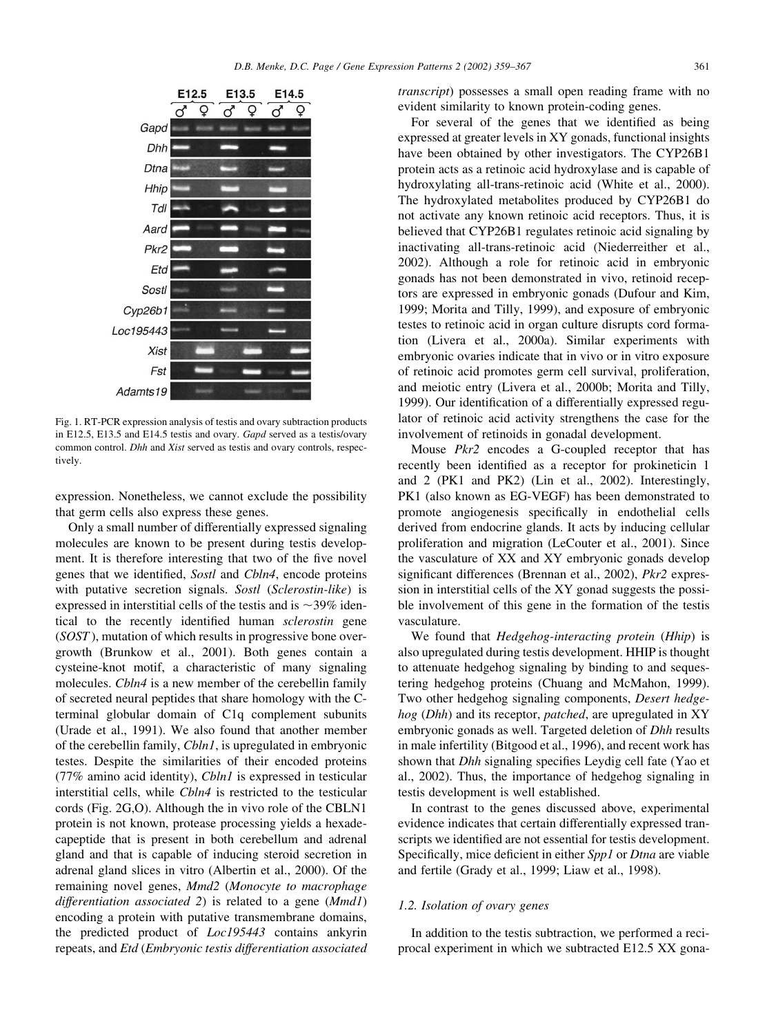Fig. 1. RT-PCR expression analysis of testis and ovary subtraction products in E12.5, E13.5 and E14.5 testis and ovary. *Gapd* served as a testis/ovary common control. *Dhh* and *Xist* served as testis and ovary controls, respectively.

expression. Nonetheless, we cannot exclude the possibility that germ cells also express these genes.

Only a small number of differentially expressed signaling molecules are known to be present during testis development. It is therefore interesting that two of the five novel genes that we identified, *Sostl* and *Cbln4*, encode proteins with putative secretion signals. *Sostl* (*Sclerostin-like*) is expressed in interstitial cells of the testis and is ~39% identical to the recently identified human *sclerostin* gene (*SOST*), mutation of which results in progressive bone overgrowth (Brunkow et al., 2001). Both genes contain a cysteine-knot motif, a characteristic of many signaling molecules. *Cbln4* is a new member of the cerebellin family of secreted neural peptides that share homology with the C-terminal globular domain of C1q complement subunits (Urade et al., 1991). We also found that another member of the cerebellin family, *Cbln1*, is upregulated in embryonic testes. Despite the similarities of their encoded proteins (77% amino acid identity), *Cbln1* is expressed in testicular interstitial cells, while *Cbln4* is restricted to the testicular cords (Fig. 2G,O). Although the in vivo role of the CBLN1 protein is not known, protease processing yields a hexadecapeptide that is present in both cerebellum and adrenal gland and that is capable of inducing steroid secretion in adrenal gland slices in vitro (Albertin et al., 2000). Of the remaining novel genes, *Mmd2* (*Monocyte to macrophage differentiation associated 2*) is related to a gene (*Mmd1*) encoding a protein with putative transmembrane domains, the predicted product of *Loc195443* contains ankyrin repeats, and *Etd* (*Embryonic testis differentiation associated transcript*) possesses a small open reading frame with no evident similarity to known protein-coding genes.

For several of the genes that we identified as being expressed at greater levels in XY gonads, functional insights have been obtained by other investigators. The CYP26B1 protein acts as a retinoic acid hydroxylase and is capable of hydroxylating all-trans-retinoic acid (White et al., 2000). The hydroxylated metabolites produced by CYP26B1 do not activate any known retinoic acid receptors. Thus, it is believed that CYP26B1 regulates retinoic acid signaling by inactivating all-trans-retinoic acid (Niederreither et al., 2002). Although a role for retinoic acid in embryonic gonads has not been demonstrated in vivo, retinoid receptors are expressed in embryonic gonads (Dufour and Kim, 1999; Morita and Tilly, 1999), and exposure of embryonic testes to retinoic acid in organ culture disrupts cord formation (Livera et al., 2000a). Similar experiments with embryonic ovaries indicate that in vivo or in vitro exposure of retinoic acid promotes germ cell survival, proliferation, and meiotic entry (Livera et al., 2000b; Morita and Tilly, 1999). Our identification of a differentially expressed regulator of retinoic acid activity strengthens the case for the involvement of retinoids in gonadal development.

Mouse *Pkr2* encodes a G-coupled receptor that has recently been identified as a receptor for prokineticin 1 and 2 (PK1 and PK2) (Lin et al., 2002). Interestingly, PK1 (also known as EG-VEGF) has been demonstrated to promote angiogenesis specifically in endothelial cells derived from endocrine glands. It acts by inducing cellular proliferation and migration (LeCouter et al., 2001). Since the vasculature of XX and XY embryonic gonads develop significant differences (Brennan et al., 2002), *Pkr2* expression in interstitial cells of the XY gonad suggests the possible involvement of this gene in the formation of the testis vasculature.

We found that *Hedgehog-interacting protein* (*Hhip*) is also upregulated during testis development. HHIP is thought to attenuate hedgehog signaling by binding to and sequestering hedgehog proteins (Chuang and McMahon, 1999). Two other hedgehog signaling components, *Desert hedgehog* (*Dhh*) and its receptor, *patched*, are upregulated in XY embryonic gonads as well. Targeted deletion of *Dhh* results in male infertility (Bitgood et al., 1996), and recent work has shown that *Dhh* signaling specifies Leydig cell fate (Yao et al., 2002). Thus, the importance of hedgehog signaling in testis development is well established.

In contrast to the genes discussed above, experimental evidence indicates that certain differentially expressed transcripts we identified are not essential for testis development. Specifically, mice deficient in either *Spp1* or *Dtna* are viable and fertile (Grady et al., 1999; Liaw et al., 1998).

### 1.2. Isolation of ovary genes

In addition to the testis subtraction, we performed a reciprocal experiment in which we subtracted E12.5 XX gona-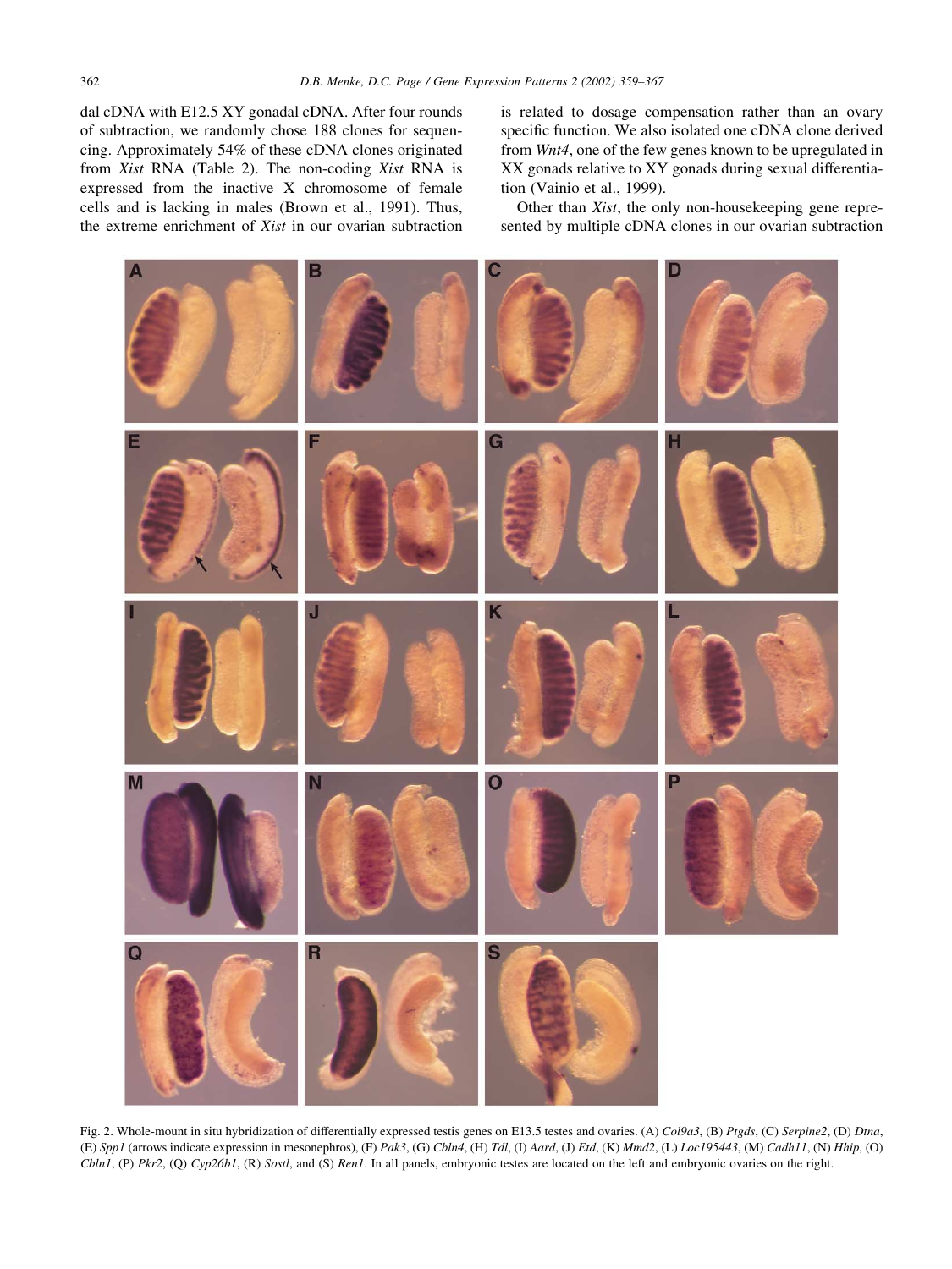dal cDNA with E12.5 XY gonadal cDNA. After four rounds of subtraction, we randomly chose 188 clones for sequencing. Approximately 54% of these cDNA clones originated from *Xist* RNA (Table 2). The non-coding *Xist* RNA is expressed from the inactive X chromosome of female cells and is lacking in males (Brown et al., 1991). Thus, the extreme enrichment of *Xist* in our ovarian subtraction is related to dosage compensation rather than an ovary specific function. We also isolated one cDNA clone derived from *Wnt4*, one of the few genes known to be upregulated in XX gonads relative to XY gonads during sexual differentiation (Vainio et al., 1999).

Other than *Xist*, the only non-housekeeping gene represented by multiple cDNA clones in our ovarian subtraction

Fig. 2. Whole-mount in situ hybridization of differentially expressed testis genes on E13.5 testes and ovaries. (A) *Col9a3*, (B) *Ptgds*, (C) *Serpine2*, (D) *Dtna*, (E) *Spp1* (arrows indicate expression in mesonephros), (F) *Pak3*, (G) *Cbln4*, (H) *Tdl*, (I) *Aard*, (J) *Etd*, (K) *Mmd2*, (L) *Loc195443*, (M) *Cadh11*, (N) *Hhip*, (O) *Cbln1*, (P) *Pkr2*, (Q) *Cyp26b1*, (R) *Sostl*, and (S) *Ren1*. In all panels, embryonic testes are located on the left and embryonic ovaries on the right.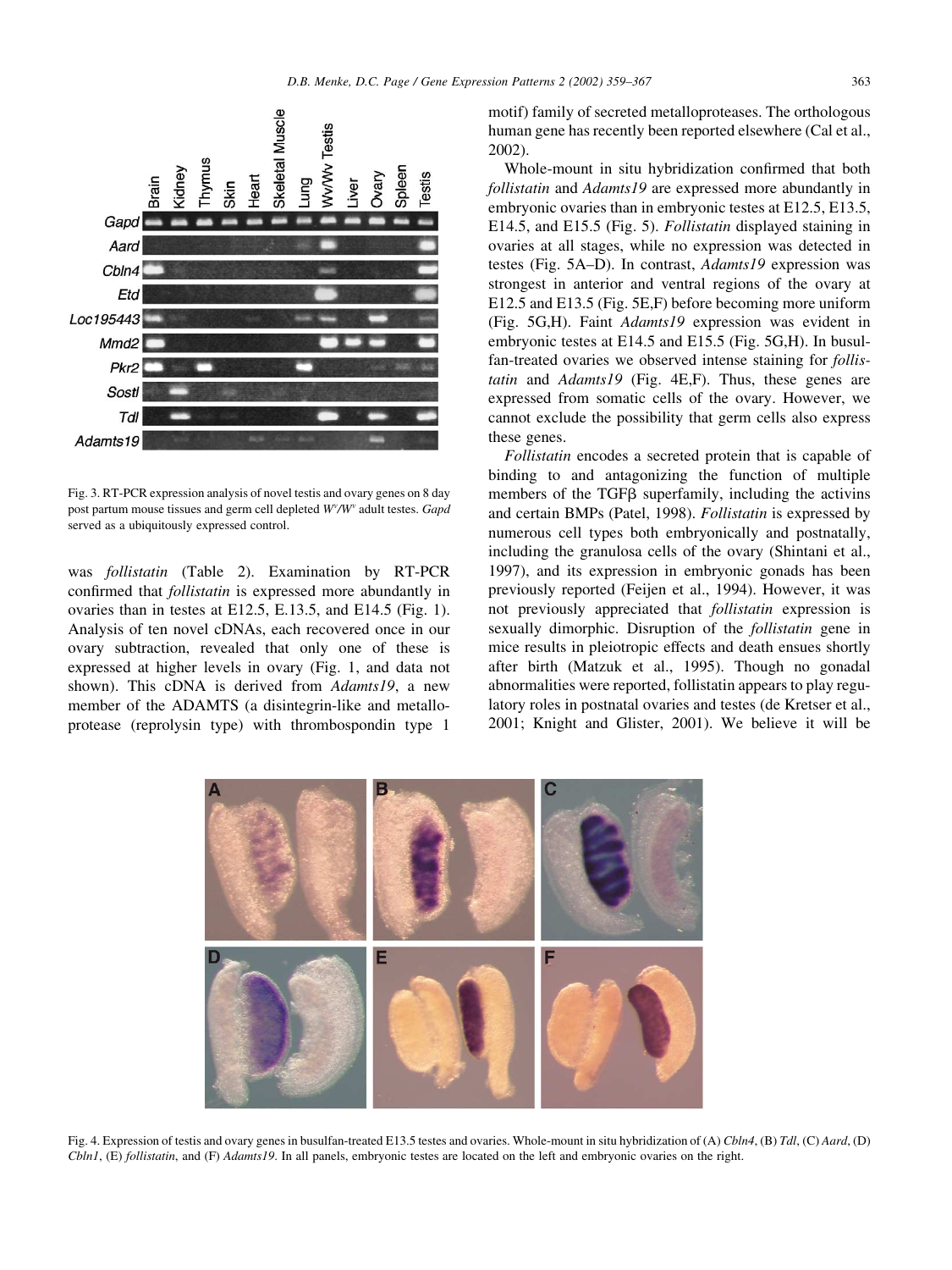Fig. 3. RT-PCR expression analysis of novel testis and ovary genes on 8 day post partum mouse tissues and germ cell depleted $W^v/W^v$ adult testes. *Gapd* served as a ubiquitously expressed control.

was *follistatin* (Table 2). Examination by RT-PCR confirmed that *follistatin* is expressed more abundantly in ovaries than in testes at E12.5, E.13.5, and E14.5 (Fig. 1). Analysis of ten novel cDNAs, each recovered once in our ovary subtraction, revealed that only one of these is expressed at higher levels in ovary (Fig. 1, and data not shown). This cDNA is derived from *Adamts19*, a new member of the ADAMTS (a disintegrin-like and metalloprotease (reprolysin type) with thrombospondin type 1 motif) family of secreted metalloproteases. The orthologous human gene has recently been reported elsewhere (Cal et al., 2002).

Whole-mount in situ hybridization confirmed that both *follistatin* and *Adamts19* are expressed more abundantly in embryonic ovaries than in embryonic testes at E12.5, E13.5, E14.5, and E15.5 (Fig. 5). *Follistatin* displayed staining in ovaries at all stages, while no expression was detected in testes (Fig. 5A–D). In contrast, *Adamts19* expression was strongest in anterior and ventral regions of the ovary at E12.5 and E13.5 (Fig. 5E,F) before becoming more uniform (Fig. 5G,H). Faint *Adamts19* expression was evident in embryonic testes at E14.5 and E15.5 (Fig. 5G,H). In busulfan-treated ovaries we observed intense staining for *follistatin* and *Adamts19* (Fig. 4E,F). Thus, these genes are expressed from somatic cells of the ovary. However, we cannot exclude the possibility that germ cells also express these genes.

*Follistatin* encodes a secreted protein that is capable of binding to and antagonizing the function of multiple members of the TGFβ superfamily, including the activins and certain BMPs (Patel, 1998). *Follistatin* is expressed by numerous cell types both embryonically and postnatally, including the granulosa cells of the ovary (Shintani et al., 1997), and its expression in embryonic gonads has been previously reported (Feijen et al., 1994). However, it was not previously appreciated that *follistatin* expression is sexually dimorphic. Disruption of the *follistatin* gene in mice results in pleiotropic effects and death ensues shortly after birth (Matzuk et al., 1995). Though no gonadal abnormalities were reported, follistatin appears to play regulatory roles in postnatal ovaries and testes (de Kretser et al., 2001; Knight and Glister, 2001). We believe it will be

Fig. 4. Expression of testis and ovary genes in busulfan-treated E13.5 testes and ovaries. Whole-mount in situ hybridization of (A) *Cbln4*, (B) *Tdl*, (C) *Aard*, (D) *Cbln1*, (E) *follistatin*, and (F) *Adamts19*. In all panels, embryonic testes are located on the left and embryonic ovaries on the right.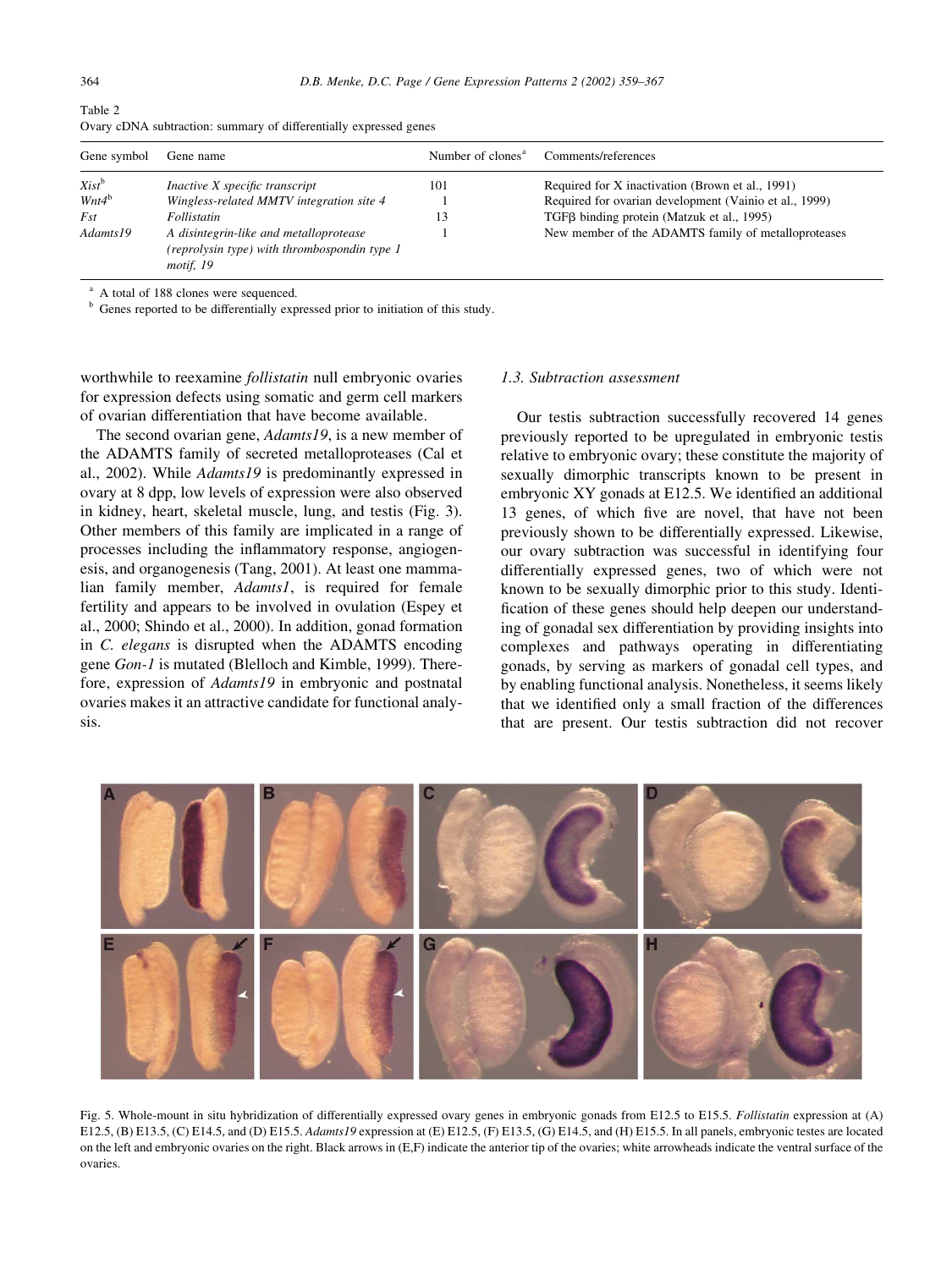Table 2
Ovary cDNA subtraction: summary of differentially expressed genes

| Gene symbol | Gene name | Number of clones[a] | Comments/references |
| --- | --- | --- | --- |
| *Xist*[b] | *Inactive X specific transcript* | 101 | Required for X inactivation (Brown et al., 1991) |
| *Wnt4*[b] | *Wingless-related MMTV integration site 4* | 1 | Required for ovarian development (Vainio et al., 1999) |
| *Fst* | *Follistatin* | 13 | TGFβ binding protein (Matzuk et al., 1995) |
| *Adamts19* | *A disintegrin-like and metalloprotease (reprolysin type) with thrombospondin type 1 motif, 19* | 1 | New member of the ADAMTS family of metalloproteases |

[a] A total of 188 clones were sequenced.
[b] Genes reported to be differentially expressed prior to initiation of this study.

worthwhile to reexamine *follistatin* null embryonic ovaries for expression defects using somatic and germ cell markers of ovarian differentiation that have become available.

The second ovarian gene, *Adamts19*, is a new member of the ADAMTS family of secreted metalloproteases (Cal et al., 2002). While *Adamts19* is predominantly expressed in ovary at 8 dpp, low levels of expression were also observed in kidney, heart, skeletal muscle, lung, and testis (Fig. 3). Other members of this family are implicated in a range of processes including the inflammatory response, angiogenesis, and organogenesis (Tang, 2001). At least one mammalian family member, *Adamts1*, is required for female fertility and appears to be involved in ovulation (Espey et al., 2000; Shindo et al., 2000). In addition, gonad formation in *C. elegans* is disrupted when the ADAMTS encoding gene *Gon-1* is mutated (Blelloch and Kimble, 1999). Therefore, expression of *Adamts19* in embryonic and postnatal ovaries makes it an attractive candidate for functional analysis.

### 1.3. Subtraction assessment

Our testis subtraction successfully recovered 14 genes previously reported to be upregulated in embryonic testis relative to embryonic ovary; these constitute the majority of sexually dimorphic transcripts known to be present in embryonic XY gonads at E12.5. We identified an additional 13 genes, of which five are novel, that have not been previously shown to be differentially expressed. Likewise, our ovary subtraction was successful in identifying four differentially expressed genes, two of which were not known to be sexually dimorphic prior to this study. Identification of these genes should help deepen our understanding of gonadal sex differentiation by providing insights into complexes and pathways operating in differentiating gonads, by serving as markers of gonadal cell types, and by enabling functional analysis. Nonetheless, it seems likely that we identified only a small fraction of the differences that are present. Our testis subtraction did not recover

Fig. 5. Whole-mount in situ hybridization of differentially expressed ovary genes in embryonic gonads from E12.5 to E15.5. *Follistatin* expression at (A) E12.5, (B) E13.5, (C) E14.5, and (D) E15.5. *Adamts19* expression at (E) E12.5, (F) E13.5, (G) E14.5, and (H) E15.5. In all panels, embryonic testes are located on the left and embryonic ovaries on the right. Black arrows in (E,F) indicate the anterior tip of the ovaries; white arrowheads indicate the ventral surface of the ovaries.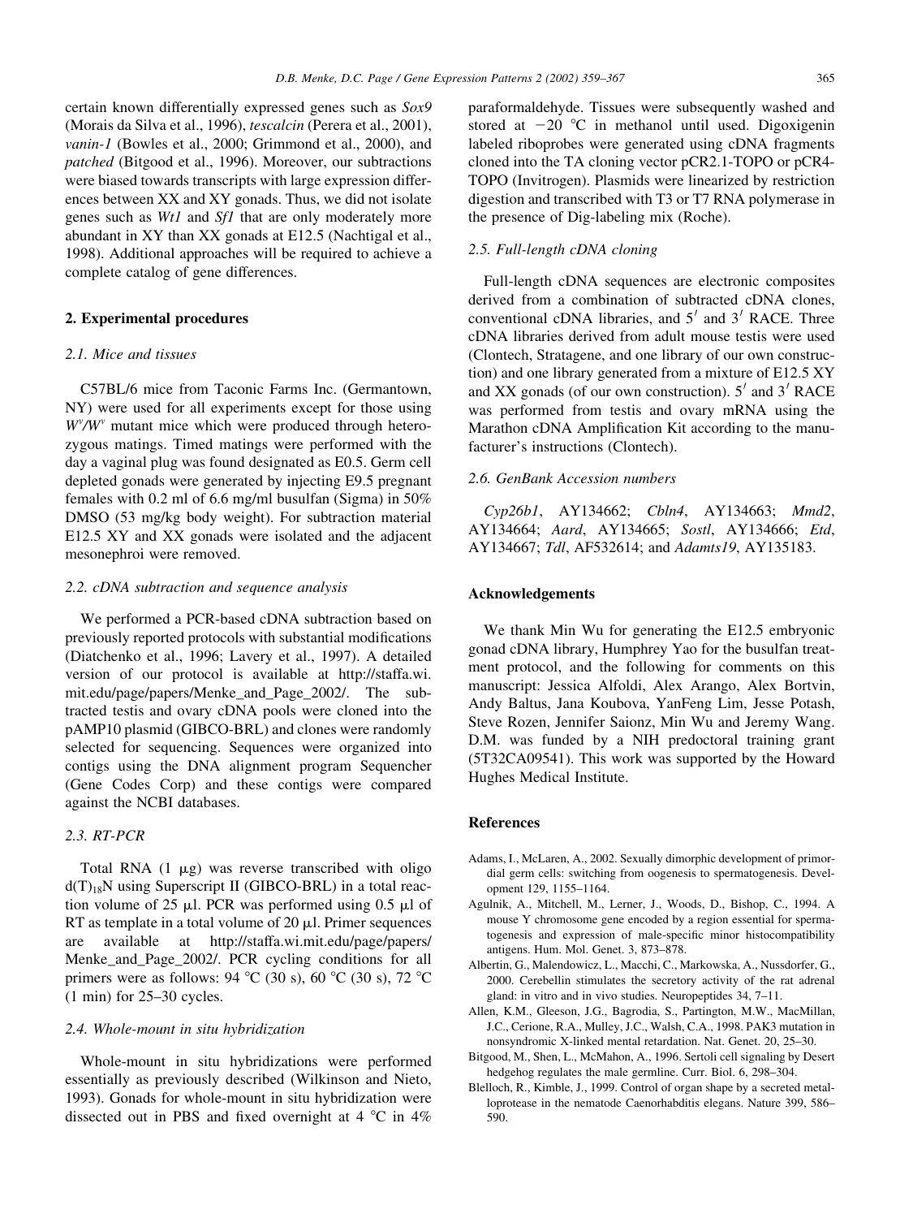certain known differentially expressed genes such as *Sox9* (Morais da Silva et al., 1996), *tescalcin* (Perera et al., 2001), *vanin-1* (Bowles et al., 2000; Grimmond et al., 2000), and *patched* (Bitgood et al., 1996). Moreover, our subtractions were biased towards transcripts with large expression differences between XX and XY gonads. Thus, we did not isolate genes such as *Wt1* and *Sf1* that are only moderately more abundant in XY than XX gonads at E12.5 (Nachtigal et al., 1998). Additional approaches will be required to achieve a complete catalog of gene differences.

## 2. Experimental procedures

### 2.1. Mice and tissues

C57BL/6 mice from Taconic Farms Inc. (Germantown, NY) were used for all experiments except for those using $W^v/W^v$ mutant mice which were produced through heterozygous matings. Timed matings were performed with the day a vaginal plug was found designated as E0.5. Germ cell depleted gonads were generated by injecting E9.5 pregnant females with 0.2 ml of 6.6 mg/ml busulfan (Sigma) in 50% DMSO (53 mg/kg body weight). For subtraction material E12.5 XY and XX gonads were isolated and the adjacent mesonephroi were removed.

### 2.2. cDNA subtraction and sequence analysis

We performed a PCR-based cDNA subtraction based on previously reported protocols with substantial modifications (Diatchenko et al., 1996; Lavery et al., 1997). A detailed version of our protocol is available at http://staffa.wi.mit.edu/page/papers/Menke_and_Page_2002/. The subtracted testis and ovary cDNA pools were cloned into the pAMP10 plasmid (GIBCO-BRL) and clones were randomly selected for sequencing. Sequences were organized into contigs using the DNA alignment program Sequencher (Gene Codes Corp) and these contigs were compared against the NCBI databases.

### 2.3. RT-PCR

Total RNA (1 μg) was reverse transcribed with oligo $d(T)_{18}N$ using Superscript II (GIBCO-BRL) in a total reaction volume of 25 μl. PCR was performed using 0.5 μl of RT as template in a total volume of 20 μl. Primer sequences are available at http://staffa.wi.mit.edu/page/papers/Menke_and_Page_2002/. PCR cycling conditions for all primers were as follows: 94 °C (30 s), 60 °C (30 s), 72 °C (1 min) for 25–30 cycles.

### 2.4. Whole-mount in situ hybridization

Whole-mount in situ hybridizations were performed essentially as previously described (Wilkinson and Nieto, 1993). Gonads for whole-mount in situ hybridization were dissected out in PBS and fixed overnight at 4 °C in 4% paraformaldehyde. Tissues were subsequently washed and stored at −20 °C in methanol until used. Digoxigenin labeled riboprobes were generated using cDNA fragments cloned into the TA cloning vector pCR2.1-TOPO or pCR4-TOPO (Invitrogen). Plasmids were linearized by restriction digestion and transcribed with T3 or T7 RNA polymerase in the presence of Dig-labeling mix (Roche).

### 2.5. Full-length cDNA cloning

Full-length cDNA sequences are electronic composites derived from a combination of subtracted cDNA clones, conventional cDNA libraries, and 5′ and 3′ RACE. Three cDNA libraries derived from adult mouse testis were used (Clontech, Stratagene, and one library of our own construction) and one library generated from a mixture of E12.5 XY and XX gonads (of our own construction). 5′ and 3′ RACE was performed from testis and ovary mRNA using the Marathon cDNA Amplification Kit according to the manufacturer's instructions (Clontech).

### 2.6. GenBank Accession numbers

*Cyp26b1*, AY134662; *Cbln4*, AY134663; *Mmd2*, AY134664; *Aard*, AY134665; *Sostl*, AY134666; *Etd*, AY134667; *Tdl*, AF532614; and *Adamts19*, AY135183.

## Acknowledgements

We thank Min Wu for generating the E12.5 embryonic gonad cDNA library, Humphrey Yao for the busulfan treatment protocol, and the following for comments on this manuscript: Jessica Alfoldi, Alex Arango, Alex Bortvin, Andy Baltus, Jana Koubova, YanFeng Lim, Jesse Potash, Steve Rozen, Jennifer Saionz, Min Wu and Jeremy Wang. D.M. was funded by a NIH predoctoral training grant (5T32CA09541). This work was supported by the Howard Hughes Medical Institute.

## References

Adams, I., McLaren, A., 2002. Sexually dimorphic development of primordial germ cells: switching from oogenesis to spermatogenesis. Development 129, 1155–1164.

Agulnik, A., Mitchell, M., Lerner, J., Woods, D., Bishop, C., 1994. A mouse Y chromosome gene encoded by a region essential for spermatogenesis and expression of male-specific minor histocompatibility antigens. Hum. Mol. Genet. 3, 873–878.

Albertin, G., Malendowicz, L., Macchi, C., Markowska, A., Nussdorfer, G., 2000. Cerebellin stimulates the secretory activity of the rat adrenal gland: in vitro and in vivo studies. Neuropeptides 34, 7–11.

Allen, K.M., Gleeson, J.G., Bagrodia, S., Partington, M.W., MacMillan, J.C., Cerione, R.A., Mulley, J.C., Walsh, C.A., 1998. PAK3 mutation in nonsyndromic X-linked mental retardation. Nat. Genet. 20, 25–30.

Bitgood, M., Shen, L., McMahon, A., 1996. Sertoli cell signaling by Desert hedgehog regulates the male germline. Curr. Biol. 6, 298–304.

Blelloch, R., Kimble, J., 1999. Control of organ shape by a secreted metalloprotease in the nematode Caenorhabditis elegans. Nature 399, 586–590.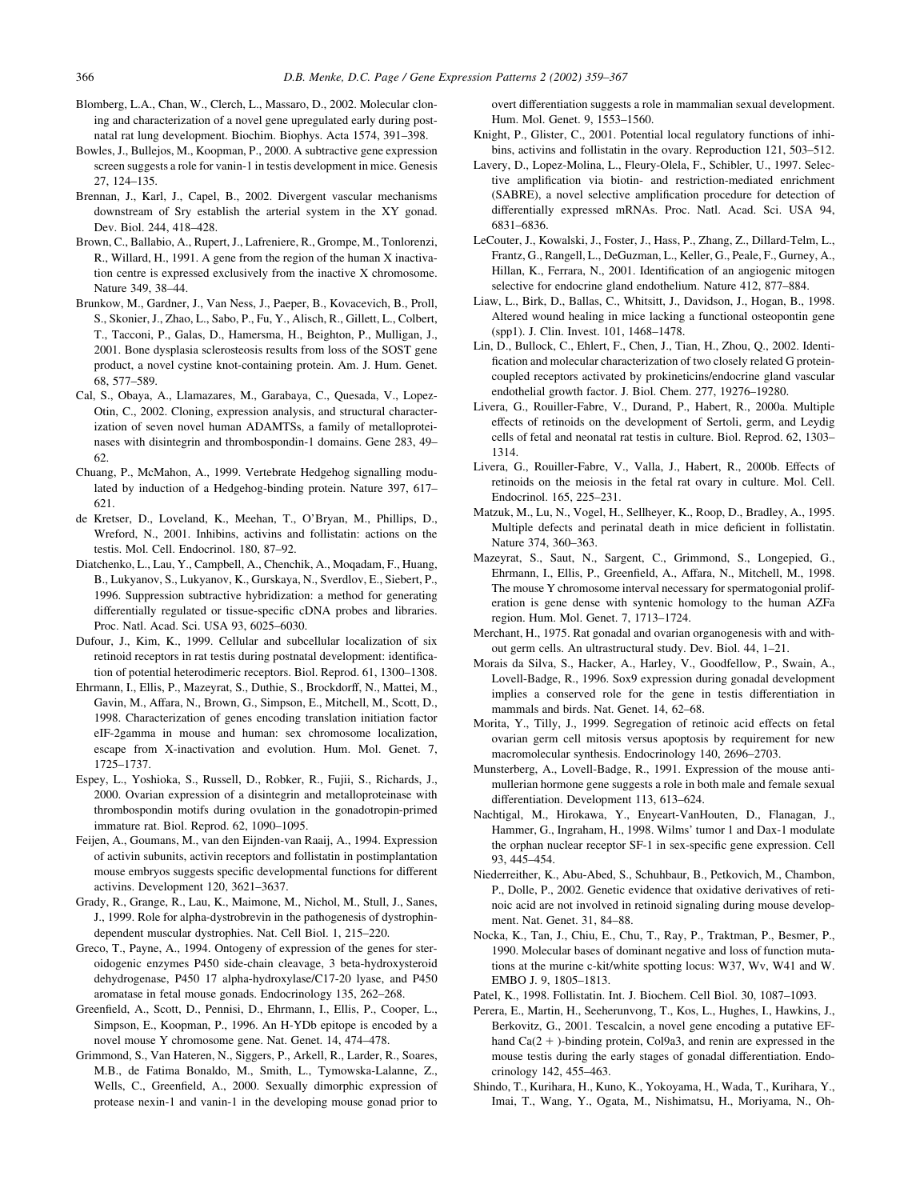Blomberg, L.A., Chan, W., Clerch, L., Massaro, D., 2002. Molecular cloning and characterization of a novel gene upregulated early during postnatal rat lung development. Biochim. Biophys. Acta 1574, 391–398.

Bowles, J., Bullejos, M., Koopman, P., 2000. A subtractive gene expression screen suggests a role for vanin-1 in testis development in mice. Genesis 27, 124–135.

Brennan, J., Karl, J., Capel, B., 2002. Divergent vascular mechanisms downstream of Sry establish the arterial system in the XY gonad. Dev. Biol. 244, 418–428.

Brown, C., Ballabio, A., Rupert, J., Lafreniere, R., Grompe, M., Tonlorenzi, R., Willard, H., 1991. A gene from the region of the human X inactivation centre is expressed exclusively from the inactive X chromosome. Nature 349, 38–44.

Brunkow, M., Gardner, J., Van Ness, J., Paeper, B., Kovacevich, B., Proll, S., Skonier, J., Zhao, L., Sabo, P., Fu, Y., Alisch, R., Gillett, L., Colbert, T., Tacconi, P., Galas, D., Hamersma, H., Beighton, P., Mulligan, J., 2001. Bone dysplasia sclerosteosis results from loss of the SOST gene product, a novel cystine knot-containing protein. Am. J. Hum. Genet. 68, 577–589.

Cal, S., Obaya, A., Llamazares, M., Garabaya, C., Quesada, V., Lopez-Otin, C., 2002. Cloning, expression analysis, and structural characterization of seven novel human ADAMTSs, a family of metalloproteinases with disintegrin and thrombospondin-1 domains. Gene 283, 49–62.

Chuang, P., McMahon, A., 1999. Vertebrate Hedgehog signalling modulated by induction of a Hedgehog-binding protein. Nature 397, 617–621.

de Kretser, D., Loveland, K., Meehan, T., O'Bryan, M., Phillips, D., Wreford, N., 2001. Inhibins, activins and follistatin: actions on the testis. Mol. Cell. Endocrinol. 180, 87–92.

Diatchenko, L., Lau, Y., Campbell, A., Chenchik, A., Moqadam, F., Huang, B., Lukyanov, S., Lukyanov, K., Gurskaya, N., Sverdlov, E., Siebert, P., 1996. Suppression subtractive hybridization: a method for generating differentially regulated or tissue-specific cDNA probes and libraries. Proc. Natl. Acad. Sci. USA 93, 6025–6030.

Dufour, J., Kim, K., 1999. Cellular and subcellular localization of six retinoid receptors in rat testis during postnatal development: identification of potential heterodimeric receptors. Biol. Reprod. 61, 1300–1308.

Ehrmann, I., Ellis, P., Mazeyrat, S., Duthie, S., Brockdorff, N., Mattei, M., Gavin, M., Affara, N., Brown, G., Simpson, E., Mitchell, M., Scott, D., 1998. Characterization of genes encoding translation initiation factor eIF-2gamma in mouse and human: sex chromosome localization, escape from X-inactivation and evolution. Hum. Mol. Genet. 7, 1725–1737.

Espey, L., Yoshioka, S., Russell, D., Robker, R., Fujii, S., Richards, J., 2000. Ovarian expression of a disintegrin and metalloproteinase with thrombospondin motifs during ovulation in the gonadotropin-primed immature rat. Biol. Reprod. 62, 1090–1095.

Feijen, A., Goumans, M., van den Eijnden-van Raaij, A., 1994. Expression of activin subunits, activin receptors and follistatin in postimplantation mouse embryos suggests specific developmental functions for different activins. Development 120, 3621–3637.

Grady, R., Grange, R., Lau, K., Maimone, M., Nichol, M., Stull, J., Sanes, J., 1999. Role for alpha-dystrobrevin in the pathogenesis of dystrophin-dependent muscular dystrophies. Nat. Cell Biol. 1, 215–220.

Greco, T., Payne, A., 1994. Ontogeny of expression of the genes for steroidogenic enzymes P450 side-chain cleavage, 3 beta-hydroxysteroid dehydrogenase, P450 17 alpha-hydroxylase/C17-20 lyase, and P450 aromatase in fetal mouse gonads. Endocrinology 135, 262–268.

Greenfield, A., Scott, D., Pennisi, D., Ehrmann, I., Ellis, P., Cooper, L., Simpson, E., Koopman, P., 1996. An H-YDb epitope is encoded by a novel mouse Y chromosome gene. Nat. Genet. 14, 474–478.

Grimmond, S., Van Hateren, N., Siggers, P., Arkell, R., Larder, R., Soares, M.B., de Fatima Bonaldo, M., Smith, L., Tymowska-Lalanne, Z., Wells, C., Greenfield, A., 2000. Sexually dimorphic expression of protease nexin-1 and vanin-1 in the developing mouse gonad prior to overt differentiation suggests a role in mammalian sexual development. Hum. Mol. Genet. 9, 1553–1560.

Knight, P., Glister, C., 2001. Potential local regulatory functions of inhibins, activins and follistatin in the ovary. Reproduction 121, 503–512.

Lavery, D., Lopez-Molina, L., Fleury-Olela, F., Schibler, U., 1997. Selective amplification via biotin- and restriction-mediated enrichment (SABRE), a novel selective amplification procedure for detection of differentially expressed mRNAs. Proc. Natl. Acad. Sci. USA 94, 6831–6836.

LeCouter, J., Kowalski, J., Foster, J., Hass, P., Zhang, Z., Dillard-Telm, L., Frantz, G., Rangell, L., DeGuzman, L., Keller, G., Peale, F., Gurney, A., Hillan, K., Ferrara, N., 2001. Identification of an angiogenic mitogen selective for endocrine gland endothelium. Nature 412, 877–884.

Liaw, L., Birk, D., Ballas, C., Whitsitt, J., Davidson, J., Hogan, B., 1998. Altered wound healing in mice lacking a functional osteopontin gene (spp1). J. Clin. Invest. 101, 1468–1478.

Lin, D., Bullock, C., Ehlert, F., Chen, J., Tian, H., Zhou, Q., 2002. Identification and molecular characterization of two closely related G protein-coupled receptors activated by prokineticins/endocrine gland vascular endothelial growth factor. J. Biol. Chem. 277, 19276–19280.

Livera, G., Rouiller-Fabre, V., Durand, P., Habert, R., 2000a. Multiple effects of retinoids on the development of Sertoli, germ, and Leydig cells of fetal and neonatal rat testis in culture. Biol. Reprod. 62, 1303–1314.

Livera, G., Rouiller-Fabre, V., Valla, J., Habert, R., 2000b. Effects of retinoids on the meiosis in the fetal rat ovary in culture. Mol. Cell. Endocrinol. 165, 225–231.

Matzuk, M., Lu, N., Vogel, H., Sellheyer, K., Roop, D., Bradley, A., 1995. Multiple defects and perinatal death in mice deficient in follistatin. Nature 374, 360–363.

Mazeyrat, S., Saut, N., Sargent, C., Grimmond, S., Longepied, G., Ehrmann, I., Ellis, P., Greenfield, A., Affara, N., Mitchell, M., 1998. The mouse Y chromosome interval necessary for spermatogonial proliferation is gene dense with syntenic homology to the human AZFa region. Hum. Mol. Genet. 7, 1713–1724.

Merchant, H., 1975. Rat gonadal and ovarian organogenesis with and without germ cells. An ultrastructural study. Dev. Biol. 44, 1–21.

Morais da Silva, S., Hacker, A., Harley, V., Goodfellow, P., Swain, A., Lovell-Badge, R., 1996. Sox9 expression during gonadal development implies a conserved role for the gene in testis differentiation in mammals and birds. Nat. Genet. 14, 62–68.

Morita, Y., Tilly, J., 1999. Segregation of retinoic acid effects on fetal ovarian germ cell mitosis versus apoptosis by requirement for new macromolecular synthesis. Endocrinology 140, 2696–2703.

Munsterberg, A., Lovell-Badge, R., 1991. Expression of the mouse anti-mullerian hormone gene suggests a role in both male and female sexual differentiation. Development 113, 613–624.

Nachtigal, M., Hirokawa, Y., Enyeart-VanHouten, D., Flanagan, J., Hammer, G., Ingraham, H., 1998. Wilms' tumor 1 and Dax-1 modulate the orphan nuclear receptor SF-1 in sex-specific gene expression. Cell 93, 445–454.

Niederreither, K., Abu-Abed, S., Schuhbaur, B., Petkovich, M., Chambon, P., Dolle, P., 2002. Genetic evidence that oxidative derivatives of retinoic acid are not involved in retinoid signaling during mouse development. Nat. Genet. 31, 84–88.

Nocka, K., Tan, J., Chiu, E., Chu, T., Ray, P., Traktman, P., Besmer, P., 1990. Molecular bases of dominant negative and loss of function mutations at the murine c-kit/white spotting locus: W37, Wv, W41 and W. EMBO J. 9, 1805–1813.

Patel, K., 1998. Follistatin. Int. J. Biochem. Cell Biol. 30, 1087–1093.

Perera, E., Martin, H., Seeherunvong, T., Kos, L., Hughes, I., Hawkins, J., Berkovitz, G., 2001. Tescalcin, a novel gene encoding a putative EF-hand $Ca(2+)$-binding protein, Col9a3, and renin are expressed in the mouse testis during the early stages of gonadal differentiation. Endocrinology 142, 455–463.

Shindo, T., Kurihara, H., Kuno, K., Yokoyama, H., Wada, T., Kurihara, Y., Imai, T., Wang, Y., Ogata, M., Nishimatsu, H., Moriyama, N., Oh-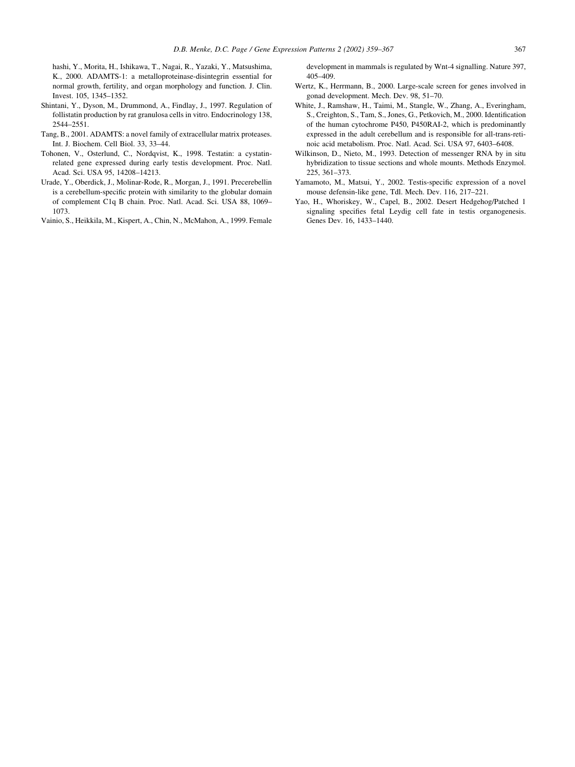hashi, Y., Morita, H., Ishikawa, T., Nagai, R., Yazaki, Y., Matsushima, K., 2000. ADAMTS-1: a metalloproteinase-disintegrin essential for normal growth, fertility, and organ morphology and function. J. Clin. Invest. 105, 1345–1352.

Shintani, Y., Dyson, M., Drummond, A., Findlay, J., 1997. Regulation of follistatin production by rat granulosa cells in vitro. Endocrinology 138, 2544–2551.

Tang, B., 2001. ADAMTS: a novel family of extracellular matrix proteases. Int. J. Biochem. Cell Biol. 33, 33–44.

Tohonen, V., Osterlund, C., Nordqvist, K., 1998. Testatin: a cystatin-related gene expressed during early testis development. Proc. Natl. Acad. Sci. USA 95, 14208–14213.

Urade, Y., Oberdick, J., Molinar-Rode, R., Morgan, J., 1991. Precerebellin is a cerebellum-specific protein with similarity to the globular domain of complement C1q B chain. Proc. Natl. Acad. Sci. USA 88, 1069–1073.

Vainio, S., Heikkila, M., Kispert, A., Chin, N., McMahon, A., 1999. Female development in mammals is regulated by Wnt-4 signalling. Nature 397, 405–409.

Wertz, K., Herrmann, B., 2000. Large-scale screen for genes involved in gonad development. Mech. Dev. 98, 51–70.

White, J., Ramshaw, H., Taimi, M., Stangle, W., Zhang, A., Everingham, S., Creighton, S., Tam, S., Jones, G., Petkovich, M., 2000. Identification of the human cytochrome P450, P450RAI-2, which is predominantly expressed in the adult cerebellum and is responsible for all-trans-retinoic acid metabolism. Proc. Natl. Acad. Sci. USA 97, 6403–6408.

Wilkinson, D., Nieto, M., 1993. Detection of messenger RNA by in situ hybridization to tissue sections and whole mounts. Methods Enzymol. 225, 361–373.

Yamamoto, M., Matsui, Y., 2002. Testis-specific expression of a novel mouse defensin-like gene, Tdl. Mech. Dev. 116, 217–221.

Yao, H., Whoriskey, W., Capel, B., 2002. Desert Hedgehog/Patched 1 signaling specifies fetal Leydig cell fate in testis organogenesis. Genes Dev. 16, 1433–1440.